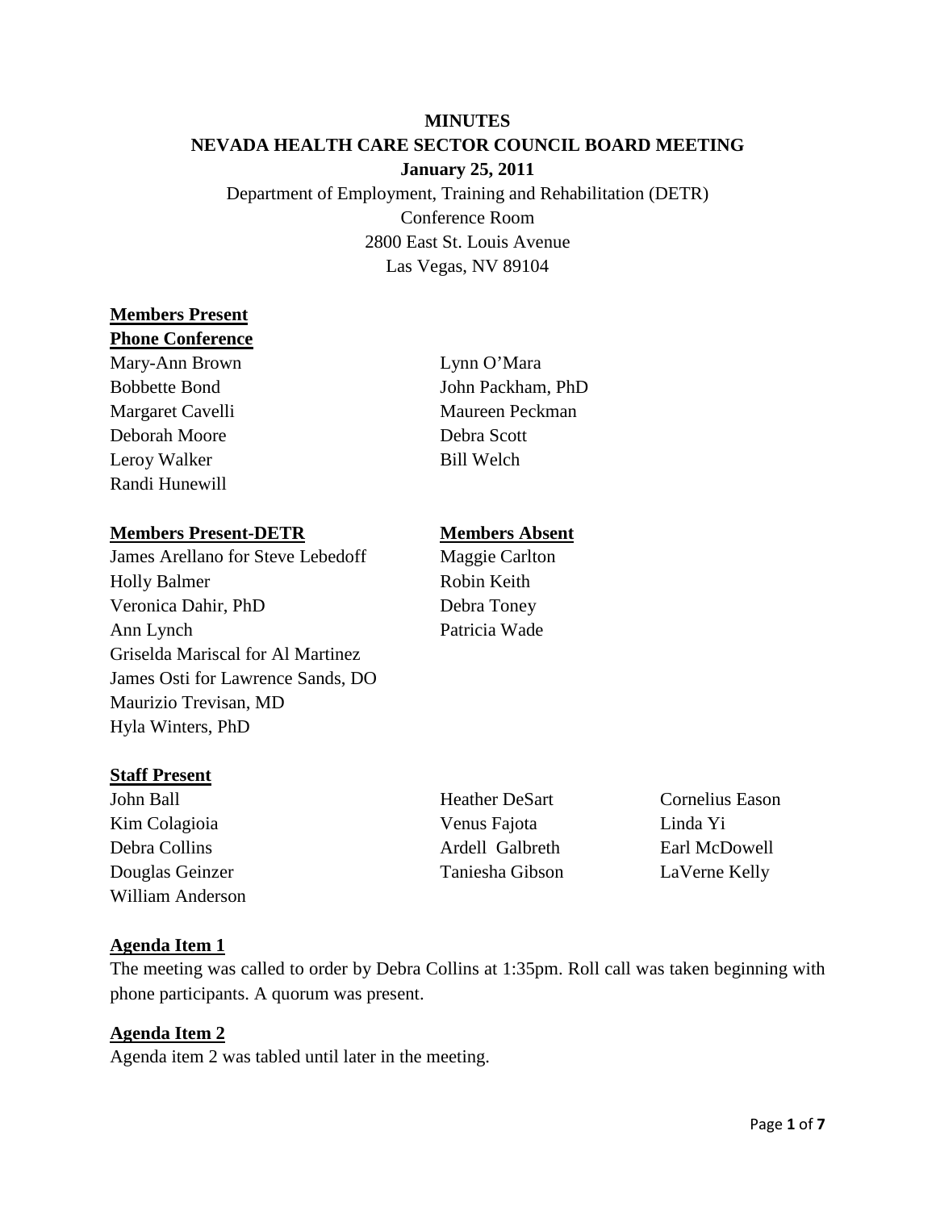# MINUTES
## NEVADA HEALTH CARE SECTOR COUNCIL BOARD MEETING
### January 25, 2011

Department of Employment, Training and Rehabilitation (DETR)
Conference Room
2800 East St. Louis Avenue
Las Vegas, NV 89104

**Members Present**
**Phone Conference**

Mary-Ann Brown
Bobbette Bond
Margaret Cavelli
Deborah Moore
Leroy Walker
Randi Hunewill
Lynn O'Mara
John Packham, PhD
Maureen Peckman
Debra Scott
Bill Welch

**Members Present-DETR**

James Arellano for Steve Lebedoff
Holly Balmer
Veronica Dahir, PhD
Ann Lynch
Griselda Mariscal for Al Martinez
James Osti for Lawrence Sands, DO
Maurizio Trevisan, MD
Hyla Winters, PhD

**Members Absent**

Maggie Carlton
Robin Keith
Debra Toney
Patricia Wade

**Staff Present**

John Ball
Kim Colagioia
Debra Collins
Douglas Geinzer
William Anderson
Heather DeSart
Venus Fajota
Ardell Galbreth
Taniesha Gibson
Cornelius Eason
Linda Yi
Earl McDowell
LaVerne Kelly

**Agenda Item 1**

The meeting was called to order by Debra Collins at 1:35pm. Roll call was taken beginning with phone participants. A quorum was present.

**Agenda Item 2**

Agenda item 2 was tabled until later in the meeting.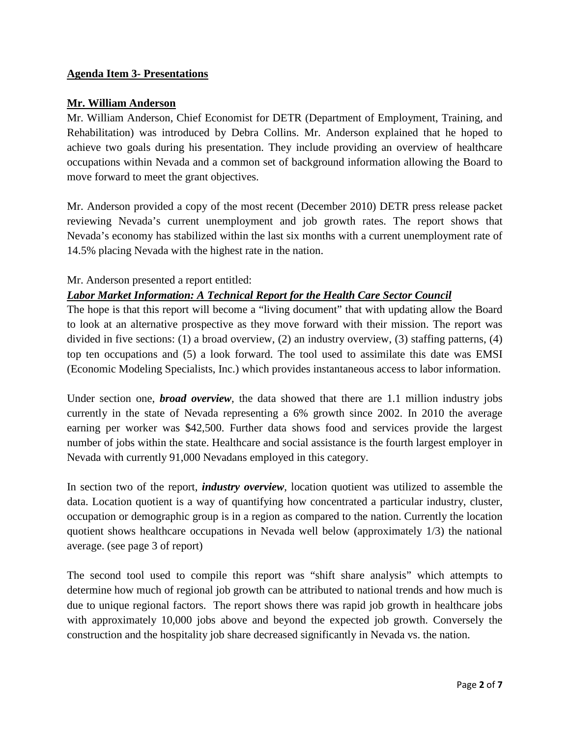**Agenda Item 3- Presentations**

**Mr. William Anderson**

Mr. William Anderson, Chief Economist for DETR (Department of Employment, Training, and Rehabilitation) was introduced by Debra Collins. Mr. Anderson explained that he hoped to achieve two goals during his presentation. They include providing an overview of healthcare occupations within Nevada and a common set of background information allowing the Board to move forward to meet the grant objectives.

Mr. Anderson provided a copy of the most recent (December 2010) DETR press release packet reviewing Nevada's current unemployment and job growth rates. The report shows that Nevada's economy has stabilized within the last six months with a current unemployment rate of 14.5% placing Nevada with the highest rate in the nation.

Mr. Anderson presented a report entitled:

***Labor Market Information: A Technical Report for the Health Care Sector Council***

The hope is that this report will become a "living document" that with updating allow the Board to look at an alternative prospective as they move forward with their mission. The report was divided in five sections: (1) a broad overview, (2) an industry overview, (3) staffing patterns, (4) top ten occupations and (5) a look forward. The tool used to assimilate this date was EMSI (Economic Modeling Specialists, Inc.) which provides instantaneous access to labor information.

Under section one, ***broad overview***, the data showed that there are 1.1 million industry jobs currently in the state of Nevada representing a 6% growth since 2002. In 2010 the average earning per worker was $42,500. Further data shows food and services provide the largest number of jobs within the state. Healthcare and social assistance is the fourth largest employer in Nevada with currently 91,000 Nevadans employed in this category.

In section two of the report, ***industry overview***, location quotient was utilized to assemble the data. Location quotient is a way of quantifying how concentrated a particular industry, cluster, occupation or demographic group is in a region as compared to the nation. Currently the location quotient shows healthcare occupations in Nevada well below (approximately 1/3) the national average. (see page 3 of report)

The second tool used to compile this report was "shift share analysis" which attempts to determine how much of regional job growth can be attributed to national trends and how much is due to unique regional factors. The report shows there was rapid job growth in healthcare jobs with approximately 10,000 jobs above and beyond the expected job growth. Conversely the construction and the hospitality job share decreased significantly in Nevada vs. the nation.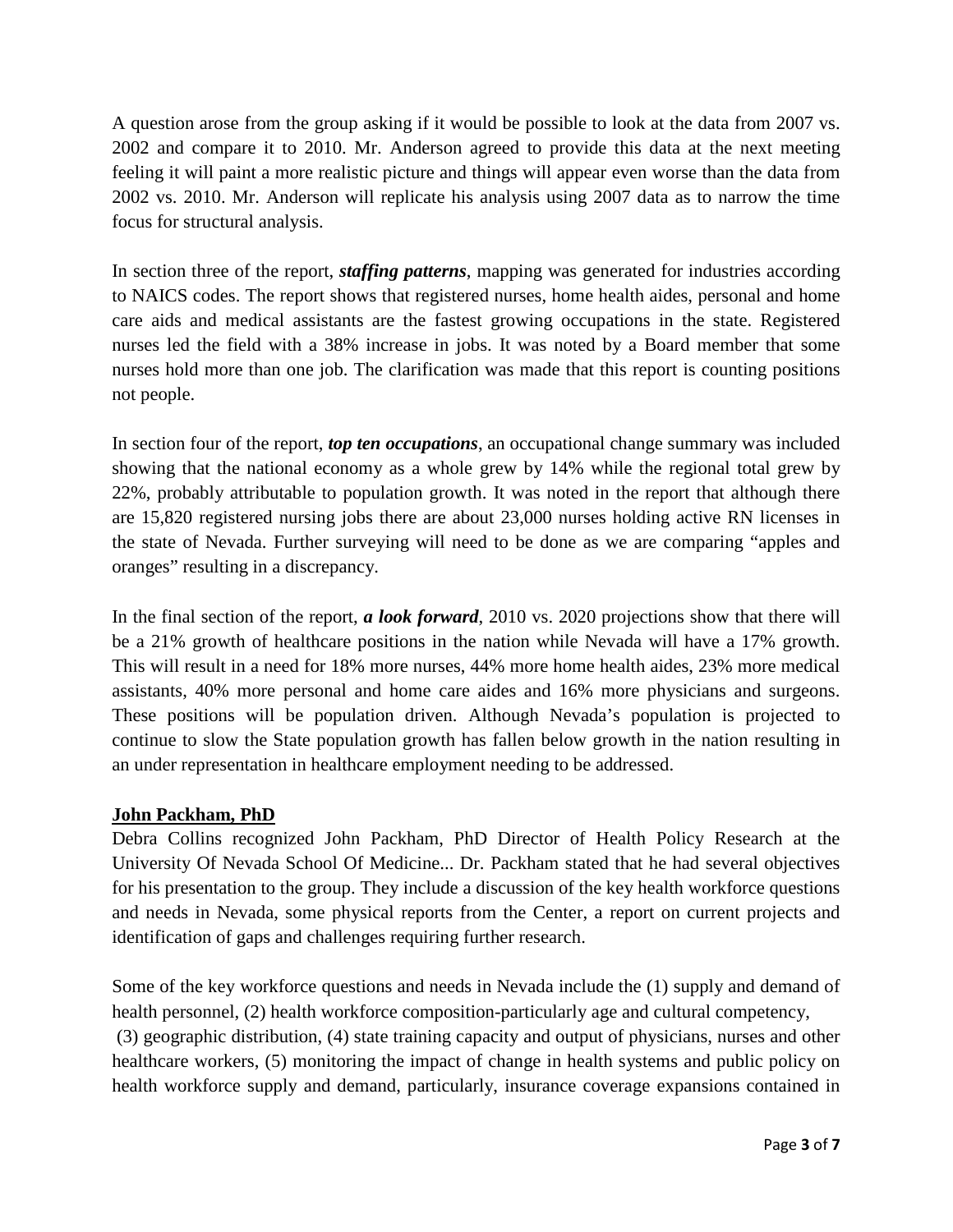A question arose from the group asking if it would be possible to look at the data from 2007 vs. 2002 and compare it to 2010. Mr. Anderson agreed to provide this data at the next meeting feeling it will paint a more realistic picture and things will appear even worse than the data from 2002 vs. 2010. Mr. Anderson will replicate his analysis using 2007 data as to narrow the time focus for structural analysis.

In section three of the report, ***staffing patterns***, mapping was generated for industries according to NAICS codes. The report shows that registered nurses, home health aides, personal and home care aids and medical assistants are the fastest growing occupations in the state. Registered nurses led the field with a 38% increase in jobs. It was noted by a Board member that some nurses hold more than one job. The clarification was made that this report is counting positions not people.

In section four of the report, ***top ten occupations***, an occupational change summary was included showing that the national economy as a whole grew by 14% while the regional total grew by 22%, probably attributable to population growth. It was noted in the report that although there are 15,820 registered nursing jobs there are about 23,000 nurses holding active RN licenses in the state of Nevada. Further surveying will need to be done as we are comparing "apples and oranges" resulting in a discrepancy.

In the final section of the report, ***a look forward***, 2010 vs. 2020 projections show that there will be a 21% growth of healthcare positions in the nation while Nevada will have a 17% growth. This will result in a need for 18% more nurses, 44% more home health aides, 23% more medical assistants, 40% more personal and home care aides and 16% more physicians and surgeons. These positions will be population driven. Although Nevada's population is projected to continue to slow the State population growth has fallen below growth in the nation resulting in an under representation in healthcare employment needing to be addressed.

**John Packham, PhD**

Debra Collins recognized John Packham, PhD Director of Health Policy Research at the University Of Nevada School Of Medicine... Dr. Packham stated that he had several objectives for his presentation to the group. They include a discussion of the key health workforce questions and needs in Nevada, some physical reports from the Center, a report on current projects and identification of gaps and challenges requiring further research.

Some of the key workforce questions and needs in Nevada include the (1) supply and demand of health personnel, (2) health workforce composition-particularly age and cultural competency, (3) geographic distribution, (4) state training capacity and output of physicians, nurses and other healthcare workers, (5) monitoring the impact of change in health systems and public policy on health workforce supply and demand, particularly, insurance coverage expansions contained in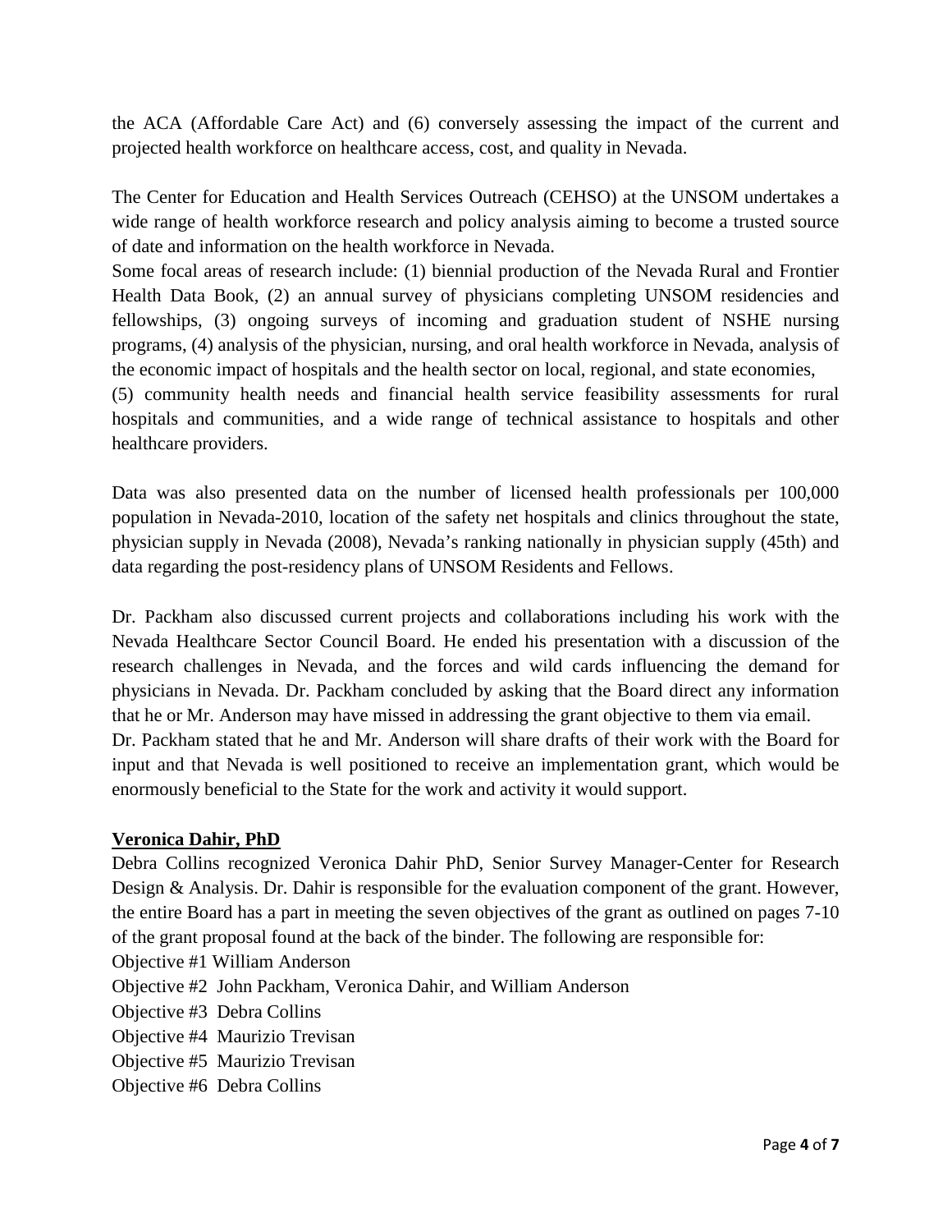the ACA (Affordable Care Act) and (6) conversely assessing the impact of the current and projected health workforce on healthcare access, cost, and quality in Nevada.

The Center for Education and Health Services Outreach (CEHSO) at the UNSOM undertakes a wide range of health workforce research and policy analysis aiming to become a trusted source of date and information on the health workforce in Nevada.

Some focal areas of research include: (1) biennial production of the Nevada Rural and Frontier Health Data Book, (2) an annual survey of physicians completing UNSOM residencies and fellowships, (3) ongoing surveys of incoming and graduation student of NSHE nursing programs, (4) analysis of the physician, nursing, and oral health workforce in Nevada, analysis of the economic impact of hospitals and the health sector on local, regional, and state economies,

(5) community health needs and financial health service feasibility assessments for rural hospitals and communities, and a wide range of technical assistance to hospitals and other healthcare providers.

Data was also presented data on the number of licensed health professionals per 100,000 population in Nevada-2010, location of the safety net hospitals and clinics throughout the state, physician supply in Nevada (2008), Nevada's ranking nationally in physician supply (45th) and data regarding the post-residency plans of UNSOM Residents and Fellows.

Dr. Packham also discussed current projects and collaborations including his work with the Nevada Healthcare Sector Council Board. He ended his presentation with a discussion of the research challenges in Nevada, and the forces and wild cards influencing the demand for physicians in Nevada. Dr. Packham concluded by asking that the Board direct any information that he or Mr. Anderson may have missed in addressing the grant objective to them via email.

Dr. Packham stated that he and Mr. Anderson will share drafts of their work with the Board for input and that Nevada is well positioned to receive an implementation grant, which would be enormously beneficial to the State for the work and activity it would support.

**Veronica Dahir, PhD**

Debra Collins recognized Veronica Dahir PhD, Senior Survey Manager-Center for Research Design & Analysis. Dr. Dahir is responsible for the evaluation component of the grant. However, the entire Board has a part in meeting the seven objectives of the grant as outlined on pages 7-10 of the grant proposal found at the back of the binder. The following are responsible for:

Objective #1 William Anderson

Objective #2 John Packham, Veronica Dahir, and William Anderson

Objective #3 Debra Collins

Objective #4 Maurizio Trevisan

Objective #5 Maurizio Trevisan

Objective #6 Debra Collins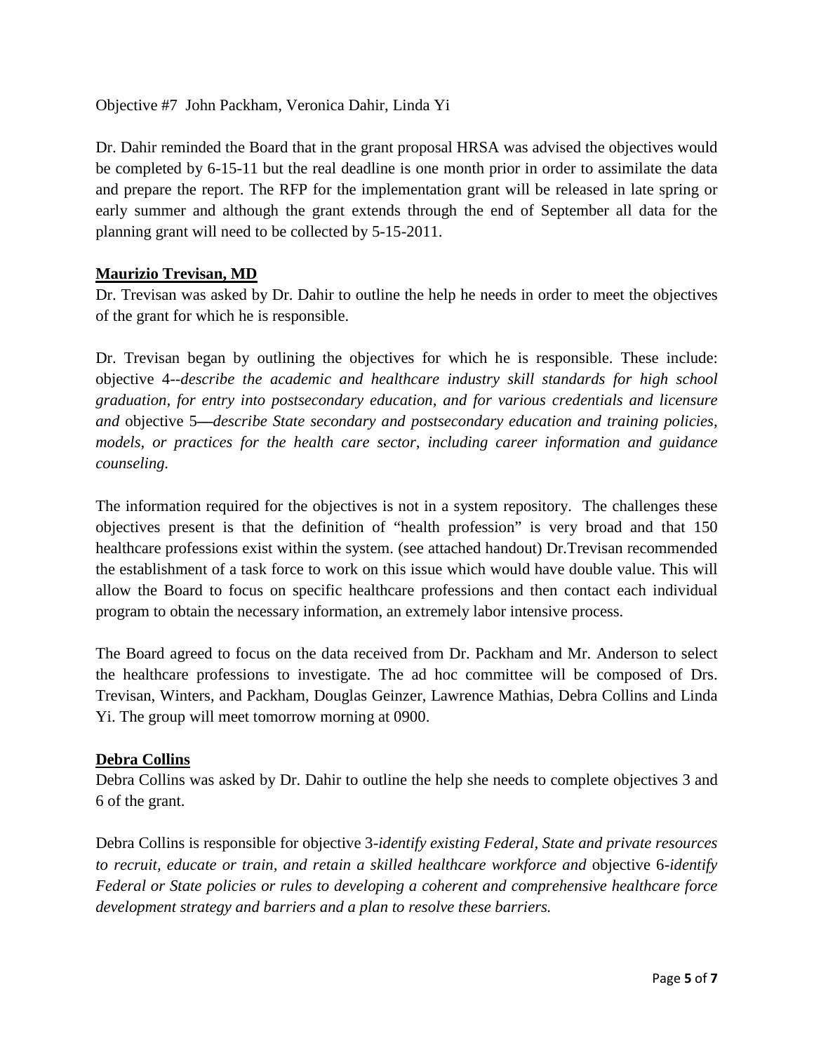Objective #7 John Packham, Veronica Dahir, Linda Yi

Dr. Dahir reminded the Board that in the grant proposal HRSA was advised the objectives would be completed by 6-15-11 but the real deadline is one month prior in order to assimilate the data and prepare the report. The RFP for the implementation grant will be released in late spring or early summer and although the grant extends through the end of September all data for the planning grant will need to be collected by 5-15-2011.

**<u>Maurizio Trevisan, MD</u>**

Dr. Trevisan was asked by Dr. Dahir to outline the help he needs in order to meet the objectives of the grant for which he is responsible.

Dr. Trevisan began by outlining the objectives for which he is responsible. These include: objective 4--*describe the academic and healthcare industry skill standards for high school graduation, for entry into postsecondary education, and for various credentials and licensure and* objective 5—*describe State secondary and postsecondary education and training policies, models, or practices for the health care sector, including career information and guidance counseling.*

The information required for the objectives is not in a system repository. The challenges these objectives present is that the definition of "health profession" is very broad and that 150 healthcare professions exist within the system. (see attached handout) Dr.Trevisan recommended the establishment of a task force to work on this issue which would have double value. This will allow the Board to focus on specific healthcare professions and then contact each individual program to obtain the necessary information, an extremely labor intensive process.

The Board agreed to focus on the data received from Dr. Packham and Mr. Anderson to select the healthcare professions to investigate. The ad hoc committee will be composed of Drs. Trevisan, Winters, and Packham, Douglas Geinzer, Lawrence Mathias, Debra Collins and Linda Yi. The group will meet tomorrow morning at 0900.

**<u>Debra Collins</u>**

Debra Collins was asked by Dr. Dahir to outline the help she needs to complete objectives 3 and 6 of the grant.

Debra Collins is responsible for objective 3-*identify existing Federal, State and private resources to recruit, educate or train, and retain a skilled healthcare workforce and* objective 6-*identify Federal or State policies or rules to developing a coherent and comprehensive healthcare force development strategy and barriers and a plan to resolve these barriers.*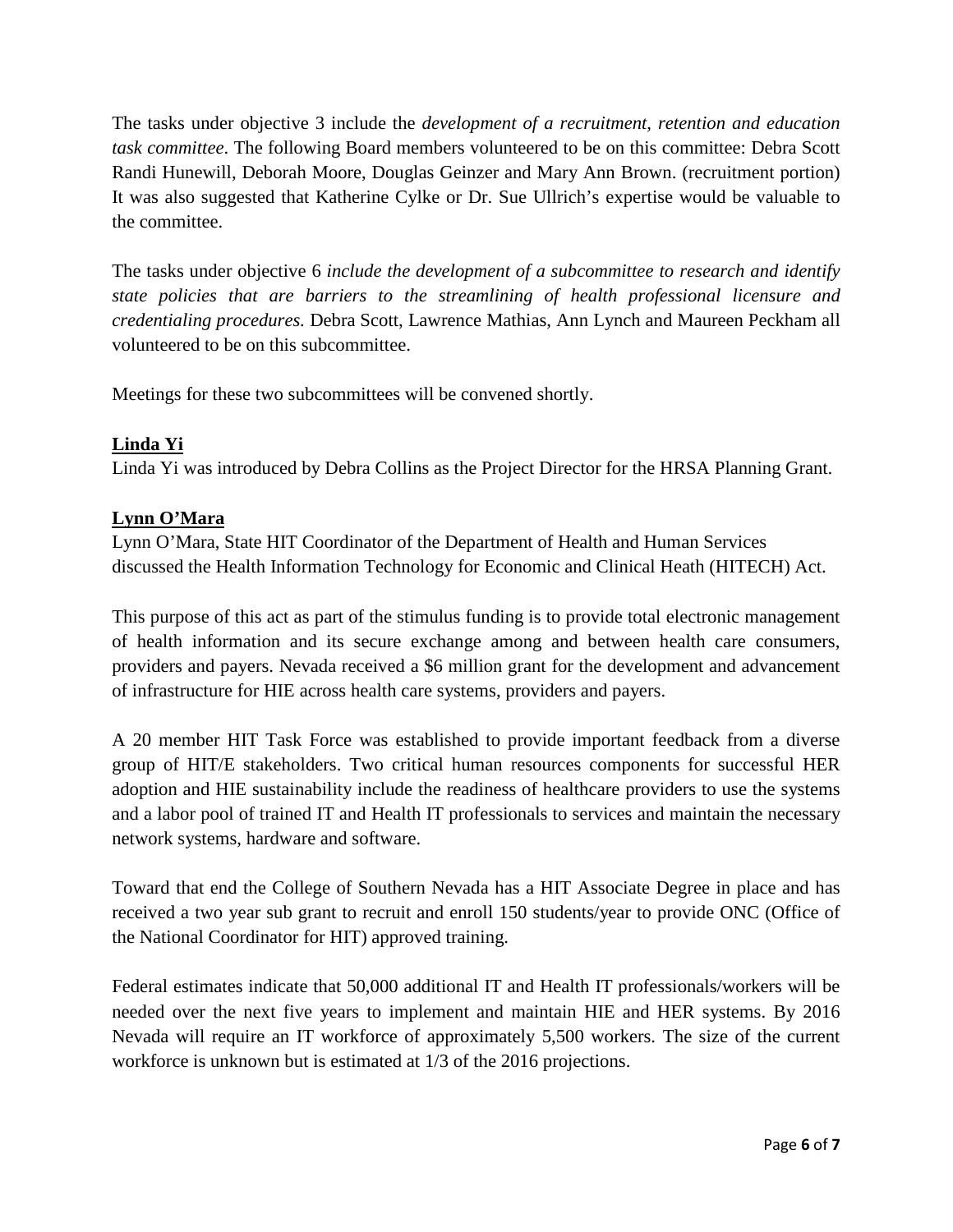The tasks under objective 3 include the *development of a recruitment, retention and education task committee*. The following Board members volunteered to be on this committee: Debra Scott Randi Hunewill, Deborah Moore, Douglas Geinzer and Mary Ann Brown. (recruitment portion) It was also suggested that Katherine Cylke or Dr. Sue Ullrich's expertise would be valuable to the committee.

The tasks under objective 6 *include the development of a subcommittee to research and identify state policies that are barriers to the streamlining of health professional licensure and credentialing procedures.* Debra Scott, Lawrence Mathias, Ann Lynch and Maureen Peckham all volunteered to be on this subcommittee.

Meetings for these two subcommittees will be convened shortly.

**Linda Yi**

Linda Yi was introduced by Debra Collins as the Project Director for the HRSA Planning Grant.

**Lynn O'Mara**

Lynn O'Mara, State HIT Coordinator of the Department of Health and Human Services discussed the Health Information Technology for Economic and Clinical Heath (HITECH) Act.

This purpose of this act as part of the stimulus funding is to provide total electronic management of health information and its secure exchange among and between health care consumers, providers and payers. Nevada received a $6 million grant for the development and advancement of infrastructure for HIE across health care systems, providers and payers.

A 20 member HIT Task Force was established to provide important feedback from a diverse group of HIT/E stakeholders. Two critical human resources components for successful HER adoption and HIE sustainability include the readiness of healthcare providers to use the systems and a labor pool of trained IT and Health IT professionals to services and maintain the necessary network systems, hardware and software.

Toward that end the College of Southern Nevada has a HIT Associate Degree in place and has received a two year sub grant to recruit and enroll 150 students/year to provide ONC (Office of the National Coordinator for HIT) approved training.

Federal estimates indicate that 50,000 additional IT and Health IT professionals/workers will be needed over the next five years to implement and maintain HIE and HER systems. By 2016 Nevada will require an IT workforce of approximately 5,500 workers. The size of the current workforce is unknown but is estimated at 1/3 of the 2016 projections.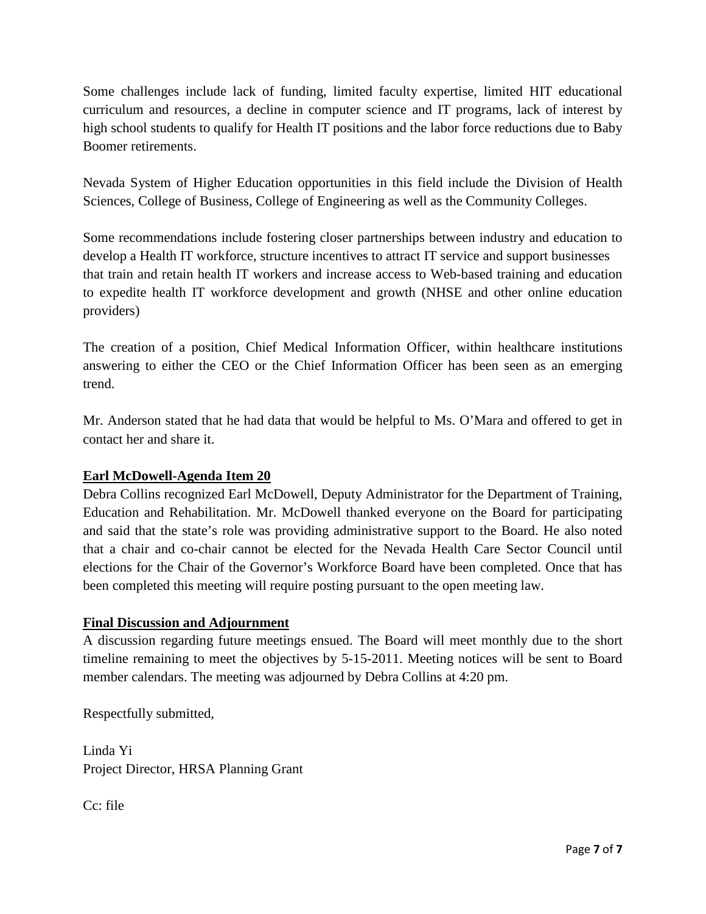Some challenges include lack of funding, limited faculty expertise, limited HIT educational curriculum and resources, a decline in computer science and IT programs, lack of interest by high school students to qualify for Health IT positions and the labor force reductions due to Baby Boomer retirements.

Nevada System of Higher Education opportunities in this field include the Division of Health Sciences, College of Business, College of Engineering as well as the Community Colleges.

Some recommendations include fostering closer partnerships between industry and education to develop a Health IT workforce, structure incentives to attract IT service and support businesses that train and retain health IT workers and increase access to Web-based training and education to expedite health IT workforce development and growth (NHSE and other online education providers)

The creation of a position, Chief Medical Information Officer, within healthcare institutions answering to either the CEO or the Chief Information Officer has been seen as an emerging trend.

Mr. Anderson stated that he had data that would be helpful to Ms. O'Mara and offered to get in contact her and share it.

**Earl McDowell-Agenda Item 20**

Debra Collins recognized Earl McDowell, Deputy Administrator for the Department of Training, Education and Rehabilitation. Mr. McDowell thanked everyone on the Board for participating and said that the state's role was providing administrative support to the Board. He also noted that a chair and co-chair cannot be elected for the Nevada Health Care Sector Council until elections for the Chair of the Governor's Workforce Board have been completed. Once that has been completed this meeting will require posting pursuant to the open meeting law.

**Final Discussion and Adjournment**

A discussion regarding future meetings ensued. The Board will meet monthly due to the short timeline remaining to meet the objectives by 5-15-2011. Meeting notices will be sent to Board member calendars. The meeting was adjourned by Debra Collins at 4:20 pm.

Respectfully submitted,

Linda Yi
Project Director, HRSA Planning Grant

Cc: file